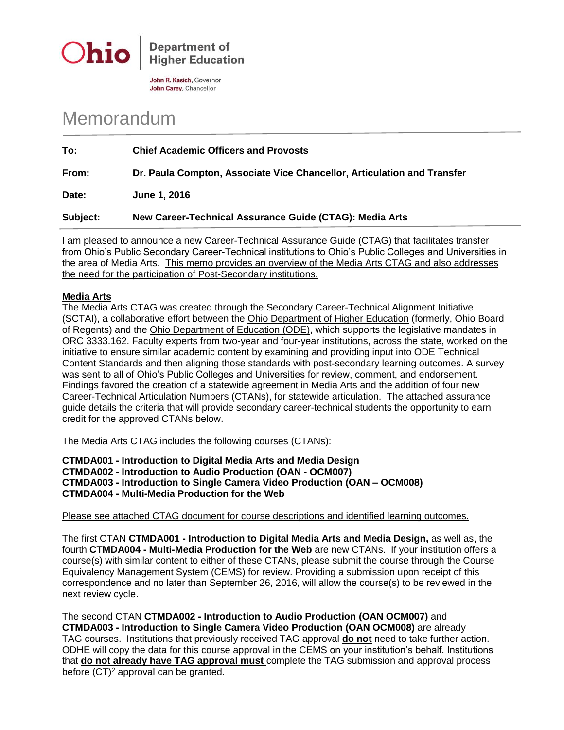**Ohio** | **Department of Higher Education**

**John R. Kasich**, Governor
**John Carey**, Chancellor

# Memorandum

| | |
|---|---|
| **To:** | **Chief Academic Officers and Provosts** |
| **From:** | **Dr. Paula Compton, Associate Vice Chancellor, Articulation and Transfer** |
| **Date:** | **June 1, 2016** |
| **Subject:** | **New Career-Technical Assurance Guide (CTAG): Media Arts** |

I am pleased to announce a new Career-Technical Assurance Guide (CTAG) that facilitates transfer from Ohio's Public Secondary Career-Technical institutions to Ohio's Public Colleges and Universities in the area of Media Arts. This memo provides an overview of the Media Arts CTAG and also addresses the need for the participation of Post-Secondary institutions.

**Media Arts**

The Media Arts CTAG was created through the Secondary Career-Technical Alignment Initiative (SCTAI), a collaborative effort between the Ohio Department of Higher Education (formerly, Ohio Board of Regents) and the Ohio Department of Education (ODE), which supports the legislative mandates in ORC 3333.162. Faculty experts from two-year and four-year institutions, across the state, worked on the initiative to ensure similar academic content by examining and providing input into ODE Technical Content Standards and then aligning those standards with post-secondary learning outcomes. A survey was sent to all of Ohio's Public Colleges and Universities for review, comment, and endorsement. Findings favored the creation of a statewide agreement in Media Arts and the addition of four new Career-Technical Articulation Numbers (CTANs), for statewide articulation. The attached assurance guide details the criteria that will provide secondary career-technical students the opportunity to earn credit for the approved CTANs below.

The Media Arts CTAG includes the following courses (CTANs):

**CTMDA001 - Introduction to Digital Media Arts and Media Design**
**CTMDA002 - Introduction to Audio Production (OAN - OCM007)**
**CTMDA003 - Introduction to Single Camera Video Production (OAN – OCM008)**
**CTMDA004 - Multi-Media Production for the Web**

Please see attached CTAG document for course descriptions and identified learning outcomes.

The first CTAN **CTMDA001 - Introduction to Digital Media Arts and Media Design,** as well as, the fourth **CTMDA004 - Multi-Media Production for the Web** are new CTANs. If your institution offers a course(s) with similar content to either of these CTANs, please submit the course through the Course Equivalency Management System (CEMS) for review. Providing a submission upon receipt of this correspondence and no later than September 26, 2016, will allow the course(s) to be reviewed in the next review cycle.

The second CTAN **CTMDA002 - Introduction to Audio Production (OAN OCM007)** and **CTMDA003 - Introduction to Single Camera Video Production (OAN OCM008)** are already TAG courses. Institutions that previously received TAG approval **do not** need to take further action. ODHE will copy the data for this course approval in the CEMS on your institution's behalf. Institutions that **do not already have TAG approval must** complete the TAG submission and approval process before $(CT)^2$ approval can be granted.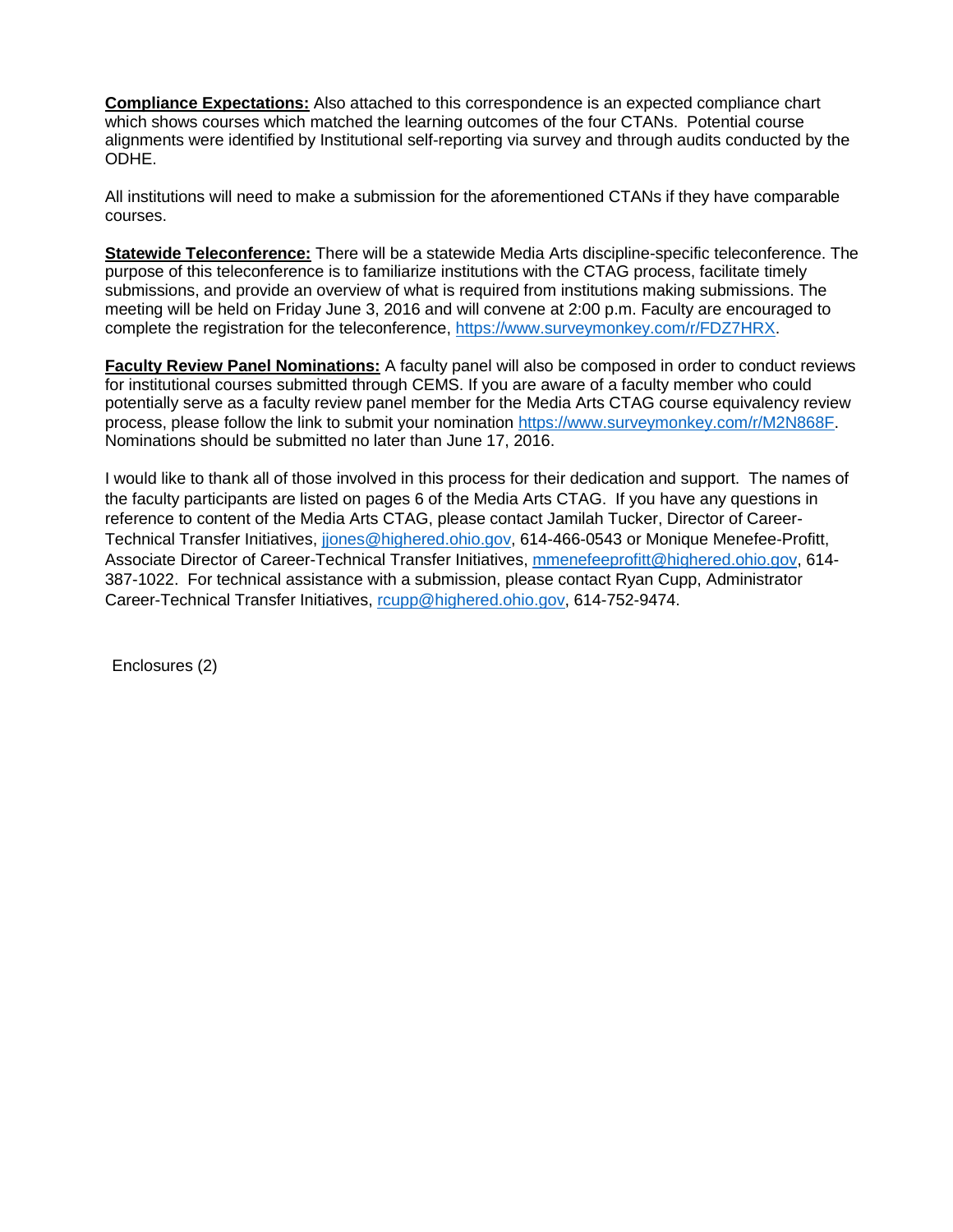**Compliance Expectations:** Also attached to this correspondence is an expected compliance chart which shows courses which matched the learning outcomes of the four CTANs. Potential course alignments were identified by Institutional self-reporting via survey and through audits conducted by the ODHE.

All institutions will need to make a submission for the aforementioned CTANs if they have comparable courses.

**Statewide Teleconference:** There will be a statewide Media Arts discipline-specific teleconference. The purpose of this teleconference is to familiarize institutions with the CTAG process, facilitate timely submissions, and provide an overview of what is required from institutions making submissions. The meeting will be held on Friday June 3, 2016 and will convene at 2:00 p.m. Faculty are encouraged to complete the registration for the teleconference, https://www.surveymonkey.com/r/FDZ7HRX.

**Faculty Review Panel Nominations:** A faculty panel will also be composed in order to conduct reviews for institutional courses submitted through CEMS. If you are aware of a faculty member who could potentially serve as a faculty review panel member for the Media Arts CTAG course equivalency review process, please follow the link to submit your nomination https://www.surveymonkey.com/r/M2N868F. Nominations should be submitted no later than June 17, 2016.

I would like to thank all of those involved in this process for their dedication and support. The names of the faculty participants are listed on pages 6 of the Media Arts CTAG. If you have any questions in reference to content of the Media Arts CTAG, please contact Jamilah Tucker, Director of Career-Technical Transfer Initiatives, jjones@highered.ohio.gov, 614-466-0543 or Monique Menefee-Profitt, Associate Director of Career-Technical Transfer Initiatives, mmenefeeprofitt@highered.ohio.gov, 614-387-1022. For technical assistance with a submission, please contact Ryan Cupp, Administrator Career-Technical Transfer Initiatives, rcupp@highered.ohio.gov, 614-752-9474.

Enclosures (2)